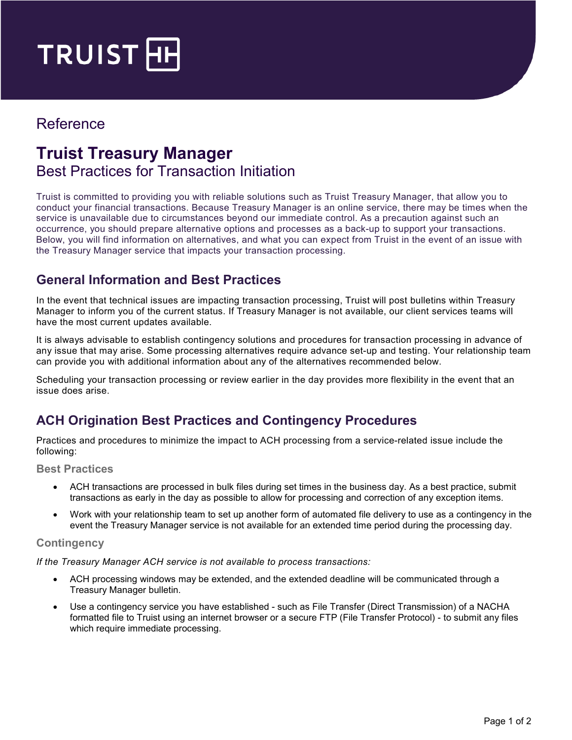TRUIST

Reference

# Truist Treasury Manager

## Best Practices for Transaction Initiation

Truist is committed to providing you with reliable solutions such as Truist Treasury Manager, that allow you to conduct your financial transactions. Because Treasury Manager is an online service, there may be times when the service is unavailable due to circumstances beyond our immediate control. As a precaution against such an occurrence, you should prepare alternative options and processes as a back-up to support your transactions. Below, you will find information on alternatives, and what you can expect from Truist in the event of an issue with the Treasury Manager service that impacts your transaction processing.

## General Information and Best Practices

In the event that technical issues are impacting transaction processing, Truist will post bulletins within Treasury Manager to inform you of the current status. If Treasury Manager is not available, our client services teams will have the most current updates available.

It is always advisable to establish contingency solutions and procedures for transaction processing in advance of any issue that may arise. Some processing alternatives require advance set-up and testing. Your relationship team can provide you with additional information about any of the alternatives recommended below.

Scheduling your transaction processing or review earlier in the day provides more flexibility in the event that an issue does arise.

## ACH Origination Best Practices and Contingency Procedures

Practices and procedures to minimize the impact to ACH processing from a service-related issue include the following:

### Best Practices

- ACH transactions are processed in bulk files during set times in the business day. As a best practice, submit transactions as early in the day as possible to allow for processing and correction of any exception items.
- Work with your relationship team to set up another form of automated file delivery to use as a contingency in the event the Treasury Manager service is not available for an extended time period during the processing day.

### Contingency

*If the Treasury Manager ACH service is not available to process transactions:*

- ACH processing windows may be extended, and the extended deadline will be communicated through a Treasury Manager bulletin.
- Use a contingency service you have established - such as File Transfer (Direct Transmission) of a NACHA formatted file to Truist using an internet browser or a secure FTP (File Transfer Protocol) - to submit any files which require immediate processing.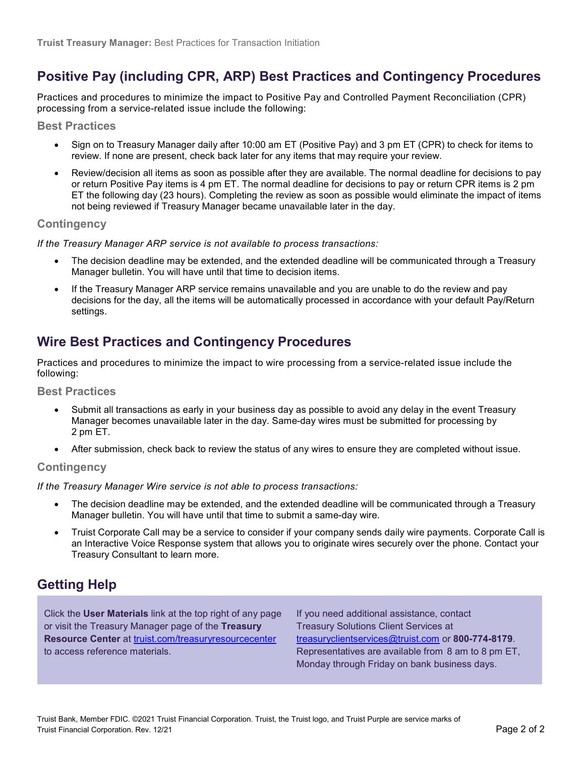## Positive Pay (including CPR, ARP) Best Practices and Contingency Procedures

Practices and procedures to minimize the impact to Positive Pay and Controlled Payment Reconciliation (CPR) processing from a service-related issue include the following:

### Best Practices

- Sign on to Treasury Manager daily after 10:00 am ET (Positive Pay) and 3 pm ET (CPR) to check for items to review. If none are present, check back later for any items that may require your review.
- Review/decision all items as soon as possible after they are available. The normal deadline for decisions to pay or return Positive Pay items is 4 pm ET. The normal deadline for decisions to pay or return CPR items is 2 pm ET the following day (23 hours). Completing the review as soon as possible would eliminate the impact of items not being reviewed if Treasury Manager became unavailable later in the day.

### Contingency

*If the Treasury Manager ARP service is not available to process transactions:*

- The decision deadline may be extended, and the extended deadline will be communicated through a Treasury Manager bulletin. You will have until that time to decision items.
- If the Treasury Manager ARP service remains unavailable and you are unable to do the review and pay decisions for the day, all the items will be automatically processed in accordance with your default Pay/Return settings.

## Wire Best Practices and Contingency Procedures

Practices and procedures to minimize the impact to wire processing from a service-related issue include the following:

### Best Practices

- Submit all transactions as early in your business day as possible to avoid any delay in the event Treasury Manager becomes unavailable later in the day. Same-day wires must be submitted for processing by 2 pm ET.
- After submission, check back to review the status of any wires to ensure they are completed without issue.

### Contingency

*If the Treasury Manager Wire service is not able to process transactions:*

- The decision deadline may be extended, and the extended deadline will be communicated through a Treasury Manager bulletin. You will have until that time to submit a same-day wire.
- Truist Corporate Call may be a service to consider if your company sends daily wire payments. Corporate Call is an Interactive Voice Response system that allows you to originate wires securely over the phone. Contact your Treasury Consultant to learn more.

## Getting Help

Click the **User Materials** link at the top right of any page or visit the Treasury Manager page of the **Treasury Resource Center** at truist.com/treasuryresourcecenter to access reference materials.

If you need additional assistance, contact Treasury Solutions Client Services at treasuryclientservices@truist.com or **800-774-8179**. Representatives are available from 8 am to 8 pm ET, Monday through Friday on bank business days.

Truist Bank, Member FDIC. ©2021 Truist Financial Corporation. Truist, the Truist logo, and Truist Purple are service marks of Truist Financial Corporation. Rev. 12/21